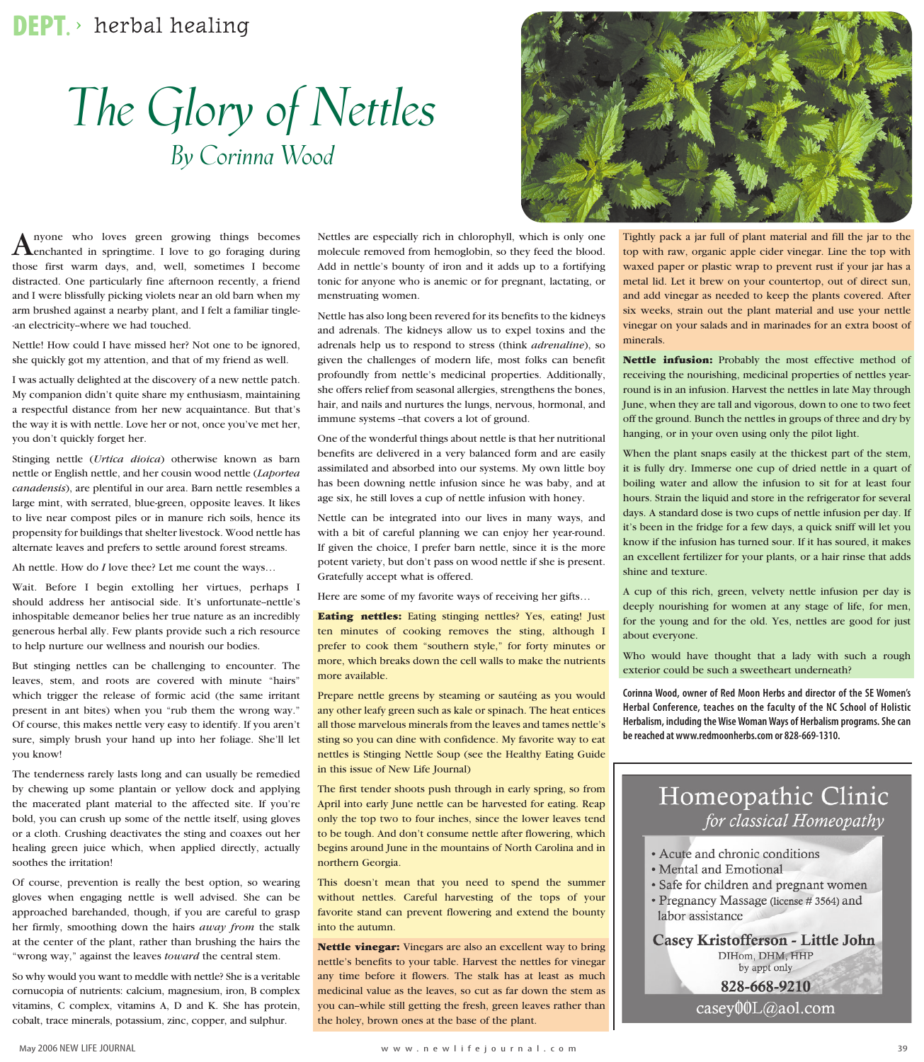DEPT. › herbal healing

# The Glory of Nettles

## By Corinna Wood

Anyone who loves green growing things becomes enchanted in springtime. I love to go foraging during those first warm days, and, well, sometimes I become distracted. One particularly fine afternoon recently, a friend and I were blissfully picking violets near an old barn when my arm brushed against a nearby plant, and I felt a familiar tingle--an electricity–where we had touched.

Nettle! How could I have missed her? Not one to be ignored, she quickly got my attention, and that of my friend as well.

I was actually delighted at the discovery of a new nettle patch. My companion didn't quite share my enthusiasm, maintaining a respectful distance from her new acquaintance. But that's the way it is with nettle. Love her or not, once you've met her, you don't quickly forget her.

Stinging nettle (*Urtica dioica*) otherwise known as barn nettle or English nettle, and her cousin wood nettle (*Laportea canadensis*), are plentiful in our area. Barn nettle resembles a large mint, with serrated, blue-green, opposite leaves. It likes to live near compost piles or in manure rich soils, hence its propensity for buildings that shelter livestock. Wood nettle has alternate leaves and prefers to settle around forest streams.

Ah nettle. How do *I* love thee? Let me count the ways…

Wait. Before I begin extolling her virtues, perhaps I should address her antisocial side. It's unfortunate–nettle's inhospitable demeanor belies her true nature as an incredibly generous herbal ally. Few plants provide such a rich resource to help nurture our wellness and nourish our bodies.

But stinging nettles can be challenging to encounter. The leaves, stem, and roots are covered with minute "hairs" which trigger the release of formic acid (the same irritant present in ant bites) when you "rub them the wrong way." Of course, this makes nettle very easy to identify. If you aren't sure, simply brush your hand up into her foliage. She'll let you know!

The tenderness rarely lasts long and can usually be remedied by chewing up some plantain or yellow dock and applying the macerated plant material to the affected site. If you're bold, you can crush up some of the nettle itself, using gloves or a cloth. Crushing deactivates the sting and coaxes out her healing green juice which, when applied directly, actually soothes the irritation!

Of course, prevention is really the best option, so wearing gloves when engaging nettle is well advised. She can be approached barehanded, though, if you are careful to grasp her firmly, smoothing down the hairs *away from* the stalk at the center of the plant, rather than brushing the hairs the "wrong way," against the leaves *toward* the central stem.

So why would you want to meddle with nettle? She is a veritable cornucopia of nutrients: calcium, magnesium, iron, B complex vitamins, C complex, vitamins A, D and K. She has protein, cobalt, trace minerals, potassium, zinc, copper, and sulphur.

Nettles are especially rich in chlorophyll, which is only one molecule removed from hemoglobin, so they feed the blood. Add in nettle's bounty of iron and it adds up to a fortifying tonic for anyone who is anemic or for pregnant, lactating, or menstruating women.

Nettle has also long been revered for its benefits to the kidneys and adrenals. The kidneys allow us to expel toxins and the adrenals help us to respond to stress (think *adrenaline*), so given the challenges of modern life, most folks can benefit profoundly from nettle's medicinal properties. Additionally, she offers relief from seasonal allergies, strengthens the bones, hair, and nails and nurtures the lungs, nervous, hormonal, and immune systems –that covers a lot of ground.

One of the wonderful things about nettle is that her nutritional benefits are delivered in a very balanced form and are easily assimilated and absorbed into our systems. My own little boy has been downing nettle infusion since he was baby, and at age six, he still loves a cup of nettle infusion with honey.

Nettle can be integrated into our lives in many ways, and with a bit of careful planning we can enjoy her year-round. If given the choice, I prefer barn nettle, since it is the more potent variety, but don't pass on wood nettle if she is present. Gratefully accept what is offered.

Here are some of my favorite ways of receiving her gifts…

**Eating nettles:** Eating stinging nettles? Yes, eating! Just ten minutes of cooking removes the sting, although I prefer to cook them "southern style," for forty minutes or more, which breaks down the cell walls to make the nutrients more available.

Prepare nettle greens by steaming or sautéing as you would any other leafy green such as kale or spinach. The heat entices all those marvelous minerals from the leaves and tames nettle's sting so you can dine with confidence. My favorite way to eat nettles is Stinging Nettle Soup (see the Healthy Eating Guide in this issue of New Life Journal)

The first tender shoots push through in early spring, so from April into early June nettle can be harvested for eating. Reap only the top two to four inches, since the lower leaves tend to be tough. And don't consume nettle after flowering, which begins around June in the mountains of North Carolina and in northern Georgia.

This doesn't mean that you need to spend the summer without nettles. Careful harvesting of the tops of your favorite stand can prevent flowering and extend the bounty into the autumn.

**Nettle vinegar:** Vinegars are also an excellent way to bring nettle's benefits to your table. Harvest the nettles for vinegar any time before it flowers. The stalk has at least as much medicinal value as the leaves, so cut as far down the stem as you can–while still getting the fresh, green leaves rather than the holey, brown ones at the base of the plant.

Tightly pack a jar full of plant material and fill the jar to the top with raw, organic apple cider vinegar. Line the top with waxed paper or plastic wrap to prevent rust if your jar has a metal lid. Let it brew on your countertop, out of direct sun, and add vinegar as needed to keep the plants covered. After six weeks, strain out the plant material and use your nettle vinegar on your salads and in marinades for an extra boost of minerals.

**Nettle infusion:** Probably the most effective method of receiving the nourishing, medicinal properties of nettles year-round is in an infusion. Harvest the nettles in late May through June, when they are tall and vigorous, down to one to two feet off the ground. Bunch the nettles in groups of three and dry by hanging, or in your oven using only the pilot light.

When the plant snaps easily at the thickest part of the stem, it is fully dry. Immerse one cup of dried nettle in a quart of boiling water and allow the infusion to sit for at least four hours. Strain the liquid and store in the refrigerator for several days. A standard dose is two cups of nettle infusion per day. If it's been in the fridge for a few days, a quick sniff will let you know if the infusion has turned sour. If it has soured, it makes an excellent fertilizer for your plants, or a hair rinse that adds shine and texture.

A cup of this rich, green, velvety nettle infusion per day is deeply nourishing for women at any stage of life, for men, for the young and for the old. Yes, nettles are good for just about everyone.

Who would have thought that a lady with such a rough exterior could be such a sweetheart underneath?

**Corinna Wood, owner of Red Moon Herbs and director of the SE Women's Herbal Conference, teaches on the faculty of the NC School of Holistic Herbalism, including the Wise Woman Ways of Herbalism programs. She can be reached at www.redmoonherbs.com or 828-669-1310.**

---

**Homeopathic Clinic**
*for classical Homeopathy*

- Acute and chronic conditions
- Mental and Emotional
- Safe for children and pregnant women
- Pregnancy Massage (license # 3564) and labor assistance

**Casey Kristofferson - Little John**
DIHom, DHM, HHP
by appt only
**828-668-9210**
casey00L@aol.com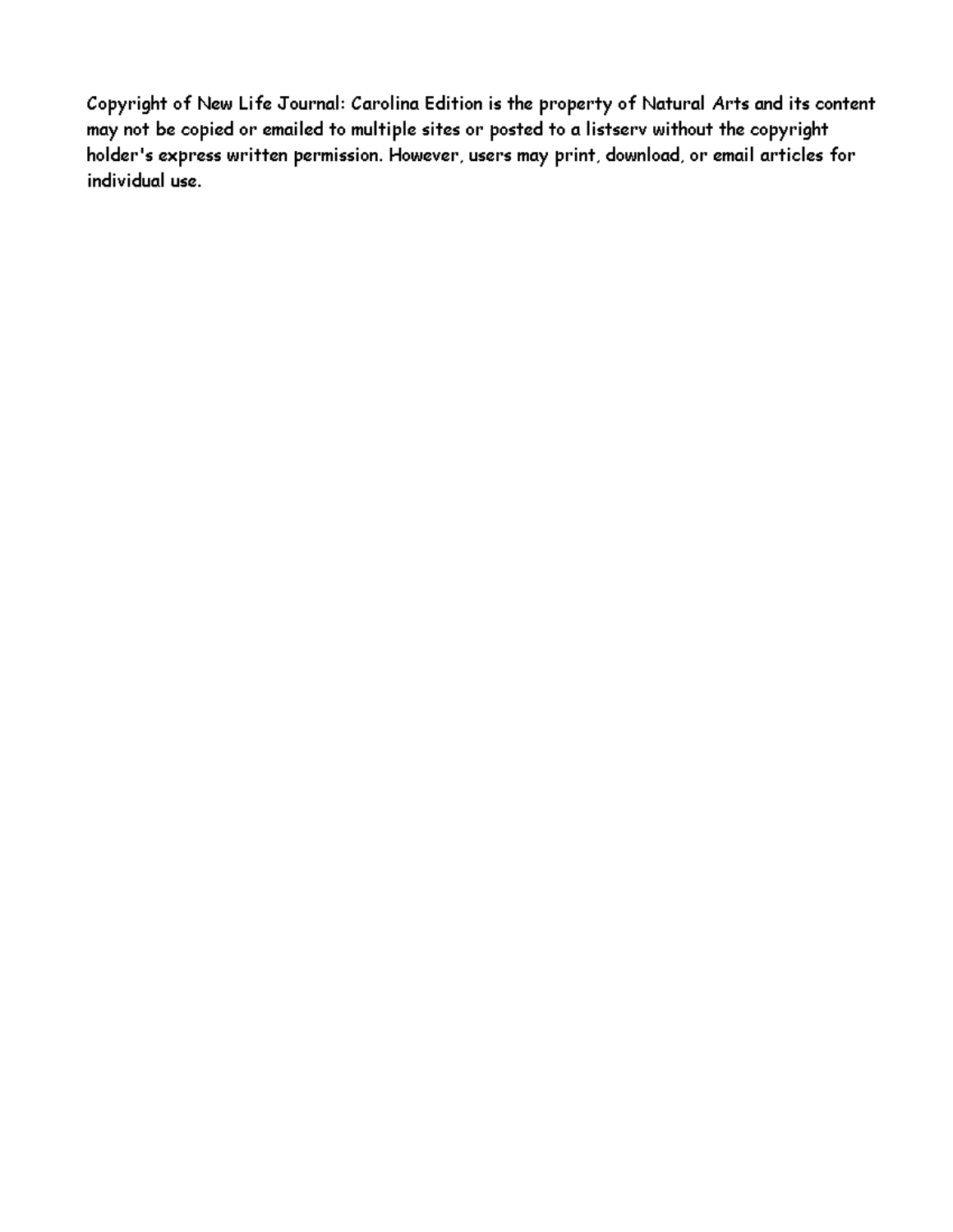Copyright of New Life Journal: Carolina Edition is the property of Natural Arts and its content may not be copied or emailed to multiple sites or posted to a listserv without the copyright holder's express written permission. However, users may print, download, or email articles for individual use.